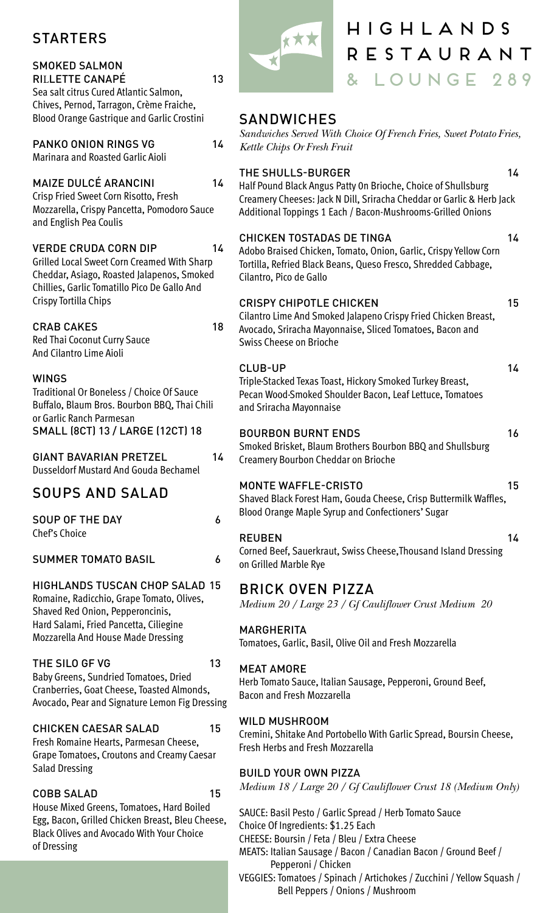# HIGHLANDS RESTAURANT & LOUNGE 289

## STARTERS

**SMOKED SALMON RILLETTE CANAPÉ** 13
Sea salt citrus Cured Atlantic Salmon, Chives, Pernod, Tarragon, Crème Fraiche, Blood Orange Gastrique and Garlic Crostini

**PANKO ONION RINGS VG** 14
Marinara and Roasted Garlic Aioli

**MAIZE DULCÉ ARANCINI** 14
Crisp Fried Sweet Corn Risotto, Fresh Mozzarella, Crispy Pancetta, Pomodoro Sauce and English Pea Coulis

**VERDE CRUDA CORN DIP** 14
Grilled Local Sweet Corn Creamed With Sharp Cheddar, Asiago, Roasted Jalapenos, Smoked Chillies, Garlic Tomatillo Pico De Gallo And Crispy Tortilla Chips

**CRAB CAKES** 18
Red Thai Coconut Curry Sauce And Cilantro Lime Aioli

**WINGS**
Traditional Or Boneless / Choice Of Sauce Buffalo, Blaum Bros. Bourbon BBQ, Thai Chili or Garlic Ranch Parmesan
SMALL (8CT) 13 / LARGE (12CT) 18

**GIANT BAVARIAN PRETZEL** 14
Dusseldorf Mustard And Gouda Bechamel

## SOUPS AND SALAD

**SOUP OF THE DAY** 6
Chef's Choice

**SUMMER TOMATO BASIL** 6

**HIGHLANDS TUSCAN CHOP SALAD** 15
Romaine, Radicchio, Grape Tomato, Olives, Shaved Red Onion, Pepperoncinis, Hard Salami, Fried Pancetta, Ciliegine Mozzarella And House Made Dressing

**THE SILO GF VG** 13
Baby Greens, Sundried Tomatoes, Dried Cranberries, Goat Cheese, Toasted Almonds, Avocado, Pear and Signature Lemon Fig Dressing

**CHICKEN CAESAR SALAD** 15
Fresh Romaine Hearts, Parmesan Cheese, Grape Tomatoes, Croutons and Creamy Caesar Salad Dressing

**COBB SALAD** 15
House Mixed Greens, Tomatoes, Hard Boiled Egg, Bacon, Grilled Chicken Breast, Bleu Cheese, Black Olives and Avocado With Your Choice of Dressing

## SANDWICHES

*Sandwiches Served With Choice Of French Fries, Sweet Potato Fries, Kettle Chips Or Fresh Fruit*

**THE SHULLS-BURGER** 14
Half Pound Black Angus Patty On Brioche, Choice of Shullsburg Creamery Cheeses: Jack N Dill, Sriracha Cheddar or Garlic & Herb Jack
Additional Toppings 1 Each / Bacon-Mushrooms-Grilled Onions

**CHICKEN TOSTADAS DE TINGA** 14
Adobo Braised Chicken, Tomato, Onion, Garlic, Crispy Yellow Corn Tortilla, Refried Black Beans, Queso Fresco, Shredded Cabbage, Cilantro, Pico de Gallo

**CRISPY CHIPOTLE CHICKEN** 15
Cilantro Lime And Smoked Jalapeno Crispy Fried Chicken Breast, Avocado, Sriracha Mayonnaise, Sliced Tomatoes, Bacon and Swiss Cheese on Brioche

**CLUB-UP** 14
Triple-Stacked Texas Toast, Hickory Smoked Turkey Breast, Pecan Wood-Smoked Shoulder Bacon, Leaf Lettuce, Tomatoes and Sriracha Mayonnaise

**BOURBON BURNT ENDS** 16
Smoked Brisket, Blaum Brothers Bourbon BBQ and Shullsburg Creamery Bourbon Cheddar on Brioche

**MONTE WAFFLE-CRISTO** 15
Shaved Black Forest Ham, Gouda Cheese, Crisp Buttermilk Waffles, Blood Orange Maple Syrup and Confectioners' Sugar

**REUBEN** 14
Corned Beef, Sauerkraut, Swiss Cheese,Thousand Island Dressing on Grilled Marble Rye

## BRICK OVEN PIZZA

*Medium 20 / Large 23 / Gf Cauliflower Crust Medium 20*

**MARGHERITA**
Tomatoes, Garlic, Basil, Olive Oil and Fresh Mozzarella

**MEAT AMORE**
Herb Tomato Sauce, Italian Sausage, Pepperoni, Ground Beef, Bacon and Fresh Mozzarella

**WILD MUSHROOM**
Cremini, Shitake And Portobello With Garlic Spread, Boursin Cheese, Fresh Herbs and Fresh Mozzarella

**BUILD YOUR OWN PIZZA**
*Medium 18 / Large 20 / Gf Cauliflower Crust 18 (Medium Only)*

SAUCE: Basil Pesto / Garlic Spread / Herb Tomato Sauce
Choice Of Ingredients: $1.25 Each
CHEESE: Boursin / Feta / Bleu / Extra Cheese
MEATS: Italian Sausage / Bacon / Canadian Bacon / Ground Beef / Pepperoni / Chicken
VEGGIES: Tomatoes / Spinach / Artichokes / Zucchini / Yellow Squash / Bell Peppers / Onions / Mushroom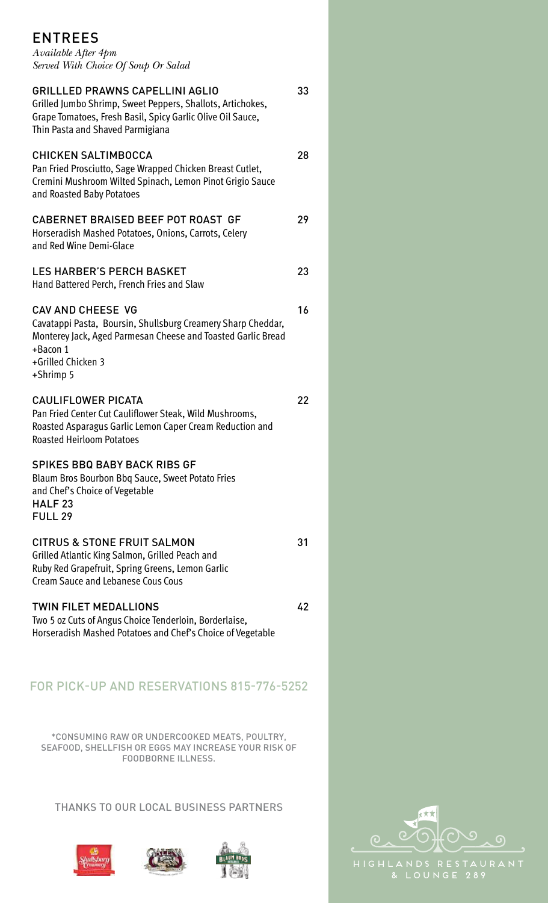# ENTREES

*Available After 4pm*
*Served With Choice Of Soup Or Salad*

**GRILLLED PRAWNS CAPELLINI AGLIO** 33
Grilled Jumbo Shrimp, Sweet Peppers, Shallots, Artichokes, Grape Tomatoes, Fresh Basil, Spicy Garlic Olive Oil Sauce, Thin Pasta and Shaved Parmigiana

**CHICKEN SALTIMBOCCA** 28
Pan Fried Prosciutto, Sage Wrapped Chicken Breast Cutlet, Cremini Mushroom Wilted Spinach, Lemon Pinot Grigio Sauce and Roasted Baby Potatoes

**CABERNET BRAISED BEEF POT ROAST GF** 29
Horseradish Mashed Potatoes, Onions, Carrots, Celery and Red Wine Demi-Glace

**LES HARBER'S PERCH BASKET** 23
Hand Battered Perch, French Fries and Slaw

**CAV AND CHEESE VG** 16
Cavatappi Pasta, Boursin, Shullsburg Creamery Sharp Cheddar, Monterey Jack, Aged Parmesan Cheese and Toasted Garlic Bread
+Bacon 1
+Grilled Chicken 3
+Shrimp 5

**CAULIFLOWER PICATA** 22
Pan Fried Center Cut Cauliflower Steak, Wild Mushrooms, Roasted Asparagus Garlic Lemon Caper Cream Reduction and Roasted Heirloom Potatoes

**SPIKES BBQ BABY BACK RIBS GF**
Blaum Bros Bourbon Bbq Sauce, Sweet Potato Fries and Chef's Choice of Vegetable
**HALF 23**
**FULL 29**

**CITRUS & STONE FRUIT SALMON** 31
Grilled Atlantic King Salmon, Grilled Peach and Ruby Red Grapefruit, Spring Greens, Lemon Garlic Cream Sauce and Lebanese Cous Cous

**TWIN FILET MEDALLIONS** 42
Two 5 oz Cuts of Angus Choice Tenderloin, Borderlaise, Horseradish Mashed Potatoes and Chef's Choice of Vegetable

FOR PICK-UP AND RESERVATIONS 815-776-5252

*CONSUMING RAW OR UNDERCOOKED MEATS, POULTRY, SEAFOOD, SHELLFISH OR EGGS MAY INCREASE YOUR RISK OF FOODBORNE ILLNESS.

THANKS TO OUR LOCAL BUSINESS PARTNERS

HIGHLANDS RESTAURANT & LOUNGE 289